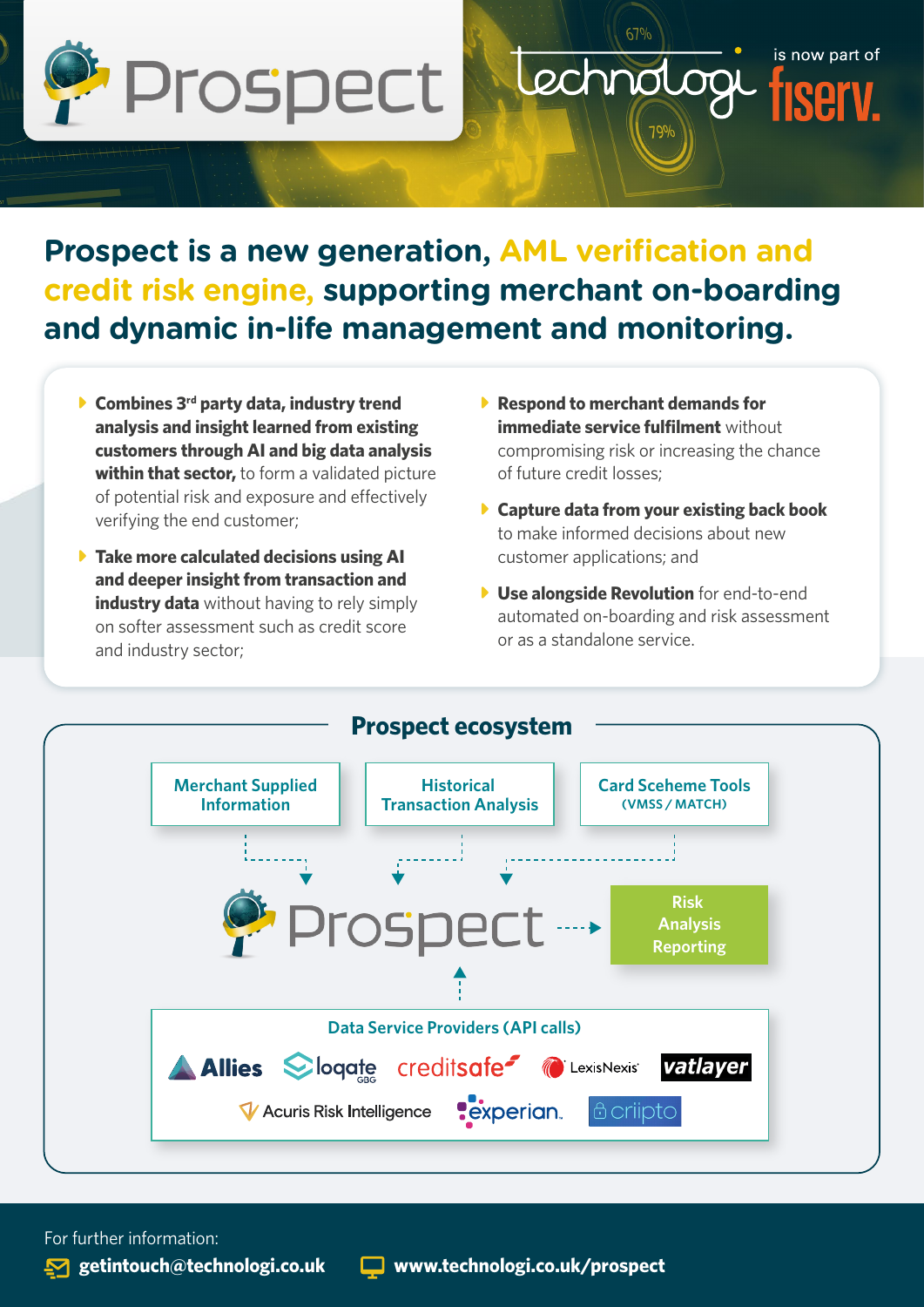# Prospect

technologi is now part of fiserv.

## Prospect is a new generation, AML verification and credit risk engine, supporting merchant on-boarding and dynamic in-life management and monitoring.

- **Combines 3rd party data, industry trend analysis and insight learned from existing customers through AI and big data analysis within that sector,** to form a validated picture of potential risk and exposure and effectively verifying the end customer;
- **Take more calculated decisions using AI and deeper insight from transaction and industry data** without having to rely simply on softer assessment such as credit score and industry sector;
- **Respond to merchant demands for immediate service fulfilment** without compromising risk or increasing the chance of future credit losses;
- **Capture data from your existing back book** to make informed decisions about new customer applications; and
- **Use alongside Revolution** for end-to-end automated on-boarding and risk assessment or as a standalone service.

## Prospect ecosystem

Merchant Supplied Information

Historical Transaction Analysis

Card Sceheme Tools (VMSS / MATCH)

Prospect

Risk Analysis Reporting

Data Service Providers (API calls)

Allies, loqate GBG, creditsafe, LexisNexis, vatlayer, Acuris Risk Intelligence, experian, criipto

For further information:

getintouch@technologi.co.uk

www.technologi.co.uk/prospect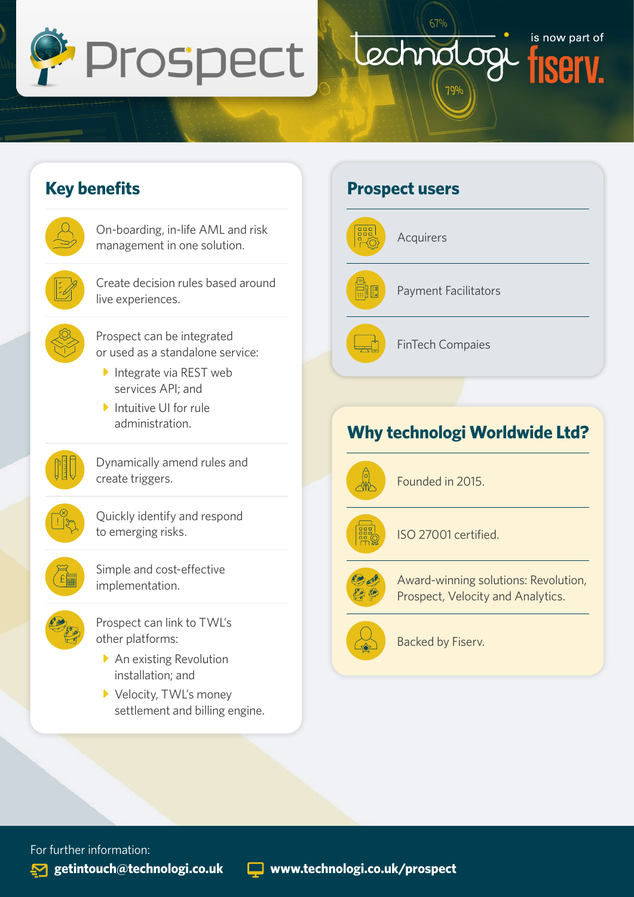# Prospect

technologi is now part of fiserv.

## Key benefits

- On-boarding, in-life AML and risk management in one solution.
- Create decision rules based around live experiences.
- Prospect can be integrated or used as a standalone service:
  - Integrate via REST web services API; and
  - Intuitive UI for rule administration.
- Dynamically amend rules and create triggers.
- Quickly identify and respond to emerging risks.
- Simple and cost-effective implementation.
- Prospect can link to TWL's other platforms:
  - An existing Revolution installation; and
  - Velocity, TWL's money settlement and billing engine.

## Prospect users

- Acquirers
- Payment Facilitators
- FinTech Compaies

## Why technologi Worldwide Ltd?

- Founded in 2015.
- ISO 27001 certified.
- Award-winning solutions: Revolution, Prospect, Velocity and Analytics.
- Backed by Fiserv.

For further information:

**getintouch@technologi.co.uk** **www.technologi.co.uk/prospect**